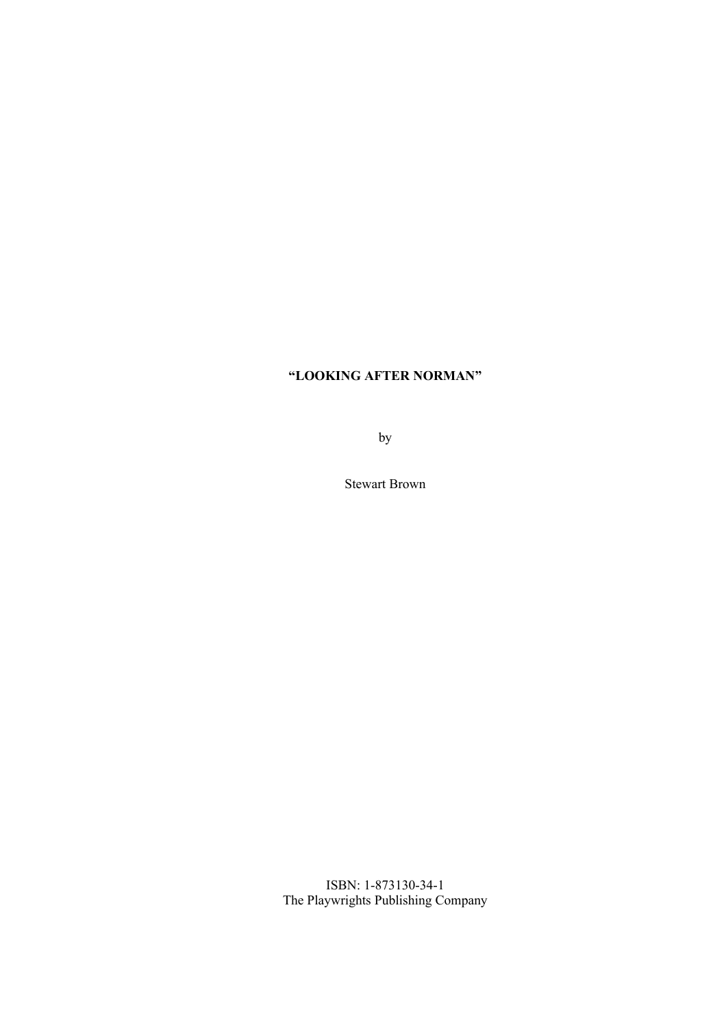# **"LOOKING AFTER NORMAN"**

by

Stewart Brown

ISBN: 1-873130-34-1
The Playwrights Publishing Company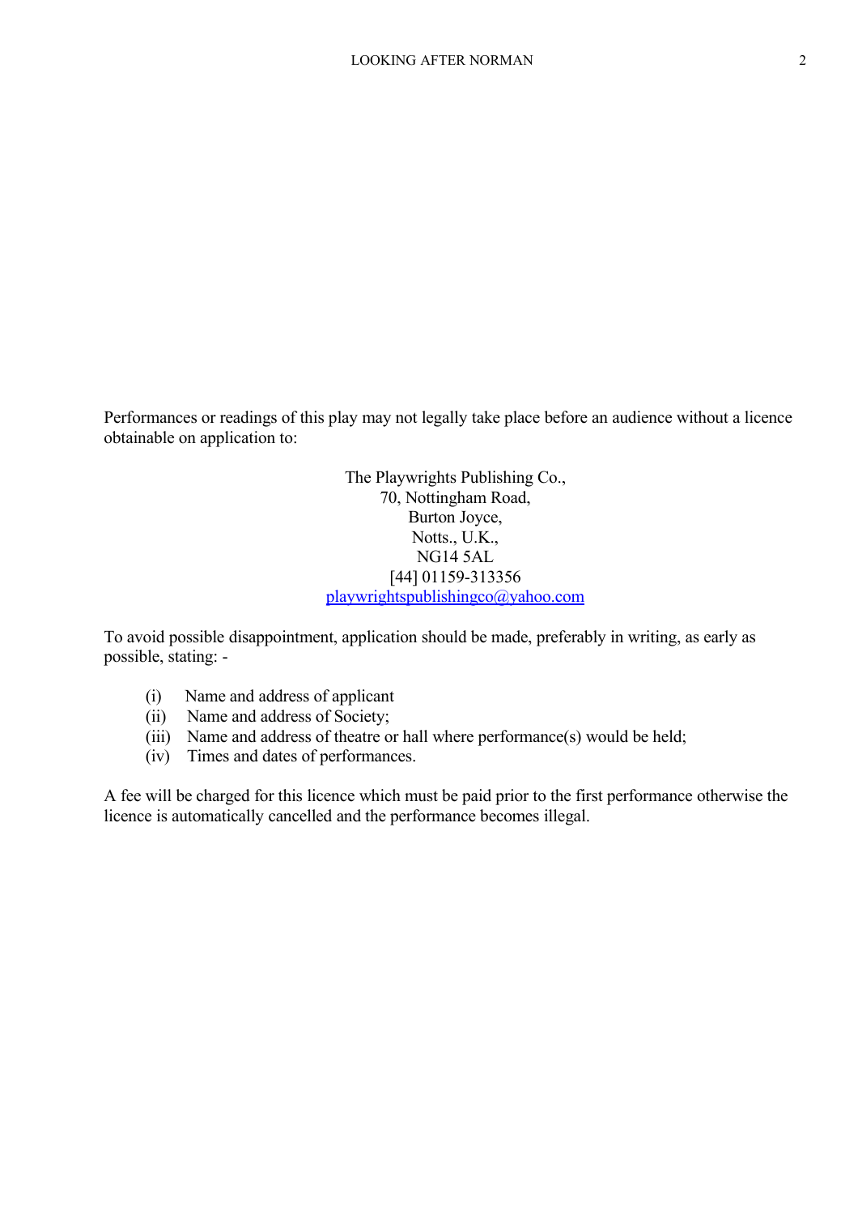Performances or readings of this play may not legally take place before an audience without a licence obtainable on application to:

The Playwrights Publishing Co.,  
70, Nottingham Road,  
Burton Joyce,  
Notts., U.K.,  
NG14 5AL  
[44] 01159-313356  
playwrightspublishingco@yahoo.com

To avoid possible disappointment, application should be made, preferably in writing, as early as possible, stating: -

(i) Name and address of applicant  
(ii) Name and address of Society;  
(iii) Name and address of theatre or hall where performance(s) would be held;  
(iv) Times and dates of performances.

A fee will be charged for this licence which must be paid prior to the first performance otherwise the licence is automatically cancelled and the performance becomes illegal.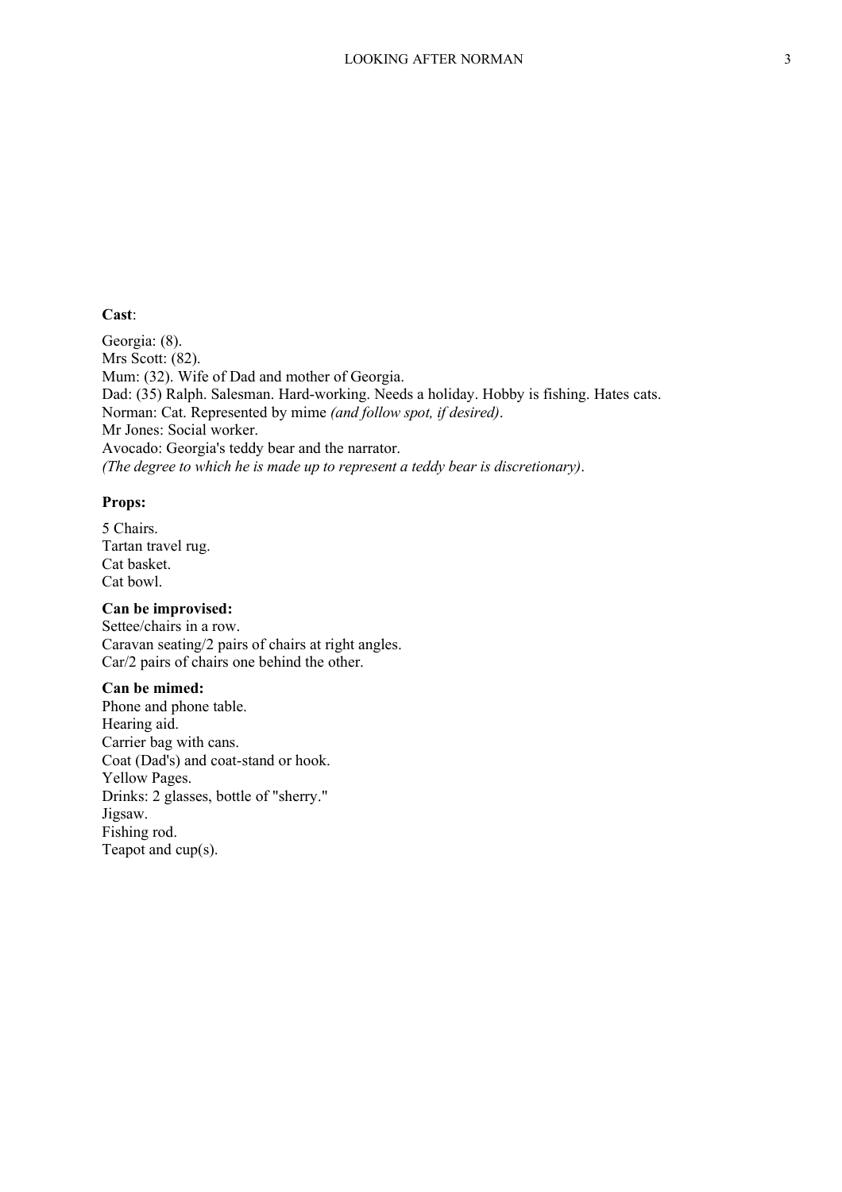**Cast**:

Georgia: (8).
Mrs Scott: (82).
Mum: (32). Wife of Dad and mother of Georgia.
Dad: (35) Ralph. Salesman. Hard-working. Needs a holiday. Hobby is fishing. Hates cats.
Norman: Cat. Represented by mime *(and follow spot, if desired)*.
Mr Jones: Social worker.
Avocado: Georgia's teddy bear and the narrator.
*(The degree to which he is made up to represent a teddy bear is discretionary)*.

**Props:**

5 Chairs.
Tartan travel rug.
Cat basket.
Cat bowl.

**Can be improvised:**
Settee/chairs in a row.
Caravan seating/2 pairs of chairs at right angles.
Car/2 pairs of chairs one behind the other.

**Can be mimed:**
Phone and phone table.
Hearing aid.
Carrier bag with cans.
Coat (Dad's) and coat-stand or hook.
Yellow Pages.
Drinks: 2 glasses, bottle of "sherry."
Jigsaw.
Fishing rod.
Teapot and cup(s).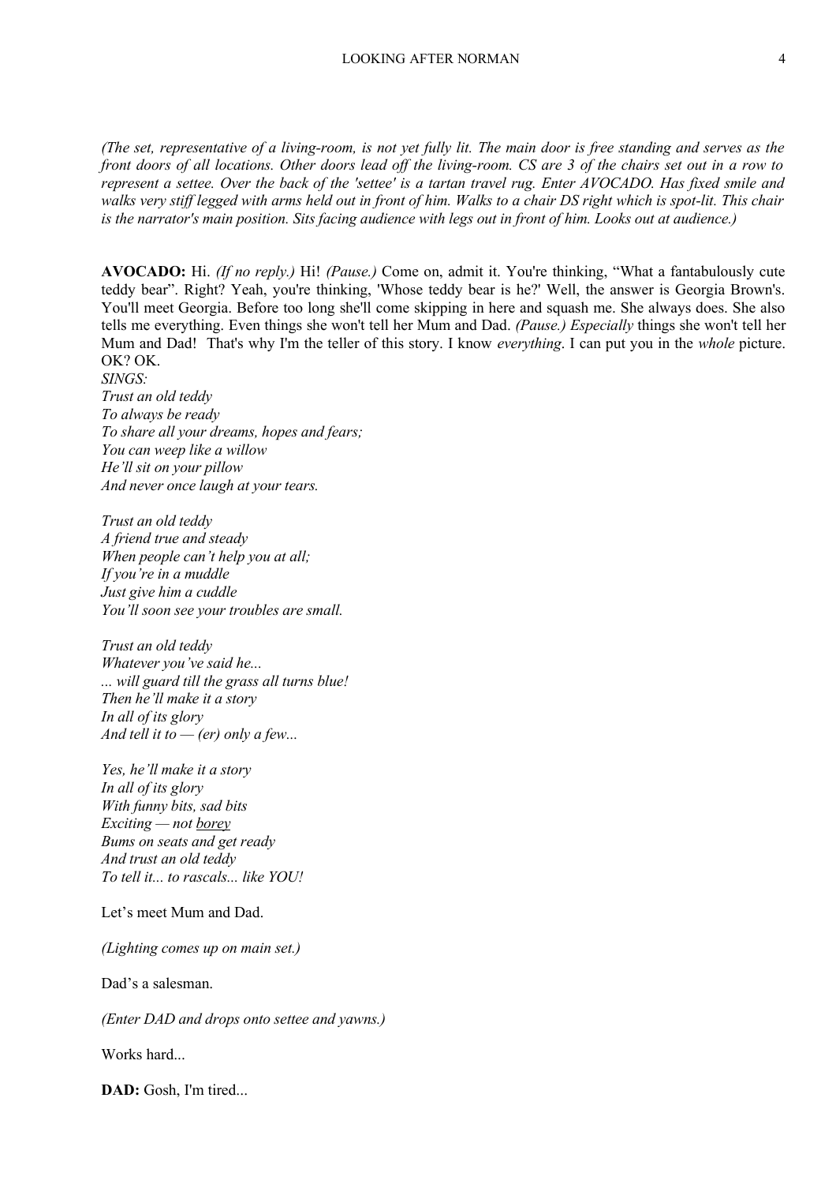*(The set, representative of a living-room, is not yet fully lit. The main door is free standing and serves as the front doors of all locations. Other doors lead off the living-room. CS are 3 of the chairs set out in a row to represent a settee. Over the back of the 'settee' is a tartan travel rug. Enter AVOCADO. Has fixed smile and walks very stiff legged with arms held out in front of him. Walks to a chair DS right which is spot-lit. This chair is the narrator's main position. Sits facing audience with legs out in front of him. Looks out at audience.)*

**AVOCADO:** Hi. *(If no reply.)* Hi! *(Pause.)* Come on, admit it. You're thinking, "What a fantabulously cute teddy bear". Right? Yeah, you're thinking, 'Whose teddy bear is he?' Well, the answer is Georgia Brown's. You'll meet Georgia. Before too long she'll come skipping in here and squash me. She always does. She also tells me everything. Even things she won't tell her Mum and Dad. *(Pause.) Especially* things she won't tell her Mum and Dad! That's why I'm the teller of this story. I know *everything*. I can put you in the *whole* picture. OK? OK.

*SINGS:*

*Trust an old teddy*
*To always be ready*
*To share all your dreams, hopes and fears;*
*You can weep like a willow*
*He'll sit on your pillow*
*And never once laugh at your tears.*

*Trust an old teddy*
*A friend true and steady*
*When people can't help you at all;*
*If you're in a muddle*
*Just give him a cuddle*
*You'll soon see your troubles are small.*

*Trust an old teddy*
*Whatever you've said he...*
*... will guard till the grass all turns blue!*
*Then he'll make it a story*
*In all of its glory*
*And tell it to — (er) only a few...*

*Yes, he'll make it a story*
*In all of its glory*
*With funny bits, sad bits*
*Exciting — not <u>borey</u>*
*Bums on seats and get ready*
*And trust an old teddy*
*To tell it... to rascals... like YOU!*

Let's meet Mum and Dad.

*(Lighting comes up on main set.)*

Dad's a salesman.

*(Enter DAD and drops onto settee and yawns.)*

Works hard...

**DAD:** Gosh, I'm tired...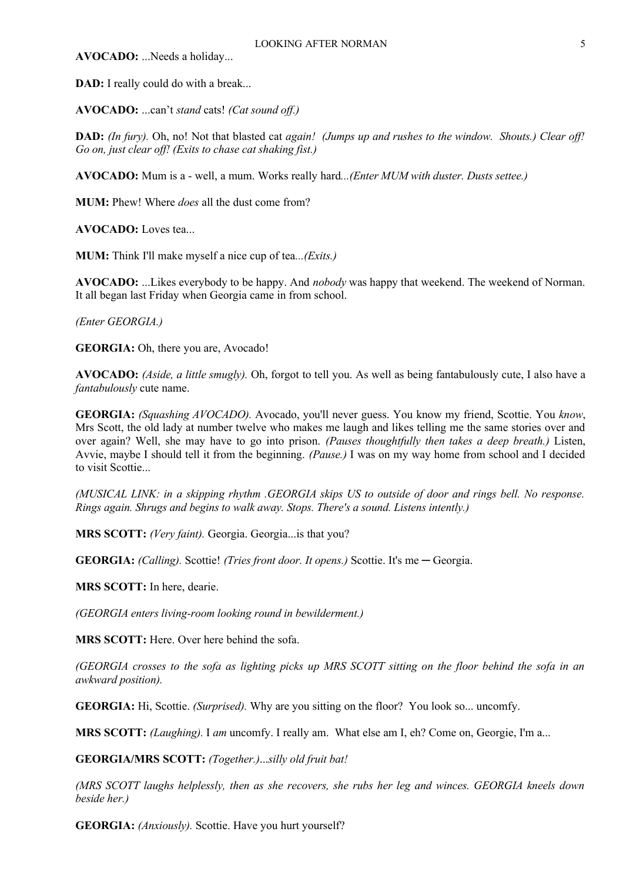**AVOCADO:** ...Needs a holiday...

**DAD:** I really could do with a break...

**AVOCADO:** ...can't *stand* cats! *(Cat sound off.)*

**DAD:** *(In fury).* Oh, no! Not that blasted cat *again! (Jumps up and rushes to the window. Shouts.) Clear off! Go on, just clear off! (Exits to chase cat shaking fist.)*

**AVOCADO:** Mum is a - well, a mum. Works really hard*...(Enter MUM with duster. Dusts settee.)*

**MUM:** Phew! Where *does* all the dust come from?

**AVOCADO:** Loves tea...

**MUM:** Think I'll make myself a nice cup of tea*...(Exits.)*

**AVOCADO:** ...Likes everybody to be happy. And *nobody* was happy that weekend. The weekend of Norman. It all began last Friday when Georgia came in from school.

*(Enter GEORGIA.)*

**GEORGIA:** Oh, there you are, Avocado!

**AVOCADO:** *(Aside, a little smugly).* Oh, forgot to tell you. As well as being fantabulously cute, I also have a *fantabulously* cute name.

**GEORGIA:** *(Squashing AVOCADO).* Avocado, you'll never guess. You know my friend, Scottie. You *know*, Mrs Scott, the old lady at number twelve who makes me laugh and likes telling me the same stories over and over again? Well, she may have to go into prison. *(Pauses thoughtfully then takes a deep breath.)* Listen, Avvie, maybe I should tell it from the beginning. *(Pause.)* I was on my way home from school and I decided to visit Scottie...

*(MUSICAL LINK: in a skipping rhythm .GEORGIA skips US to outside of door and rings bell. No response. Rings again. Shrugs and begins to walk away. Stops. There's a sound. Listens intently.)*

**MRS SCOTT:** *(Very faint).* Georgia. Georgia...is that you?

**GEORGIA:** *(Calling).* Scottie! *(Tries front door. It opens.)* Scottie. It's me ─ Georgia.

**MRS SCOTT:** In here, dearie.

*(GEORGIA enters living-room looking round in bewilderment.)*

**MRS SCOTT:** Here. Over here behind the sofa.

*(GEORGIA crosses to the sofa as lighting picks up MRS SCOTT sitting on the floor behind the sofa in an awkward position).*

**GEORGIA:** Hi, Scottie. *(Surprised).* Why are you sitting on the floor? You look so... uncomfy.

**MRS SCOTT:** *(Laughing).* I *am* uncomfy. I really am. What else am I, eh? Come on, Georgie, I'm a...

**GEORGIA/MRS SCOTT:** *(Together.)...silly old fruit bat!*

*(MRS SCOTT laughs helplessly, then as she recovers, she rubs her leg and winces. GEORGIA kneels down beside her.)*

**GEORGIA:** *(Anxiously).* Scottie. Have you hurt yourself?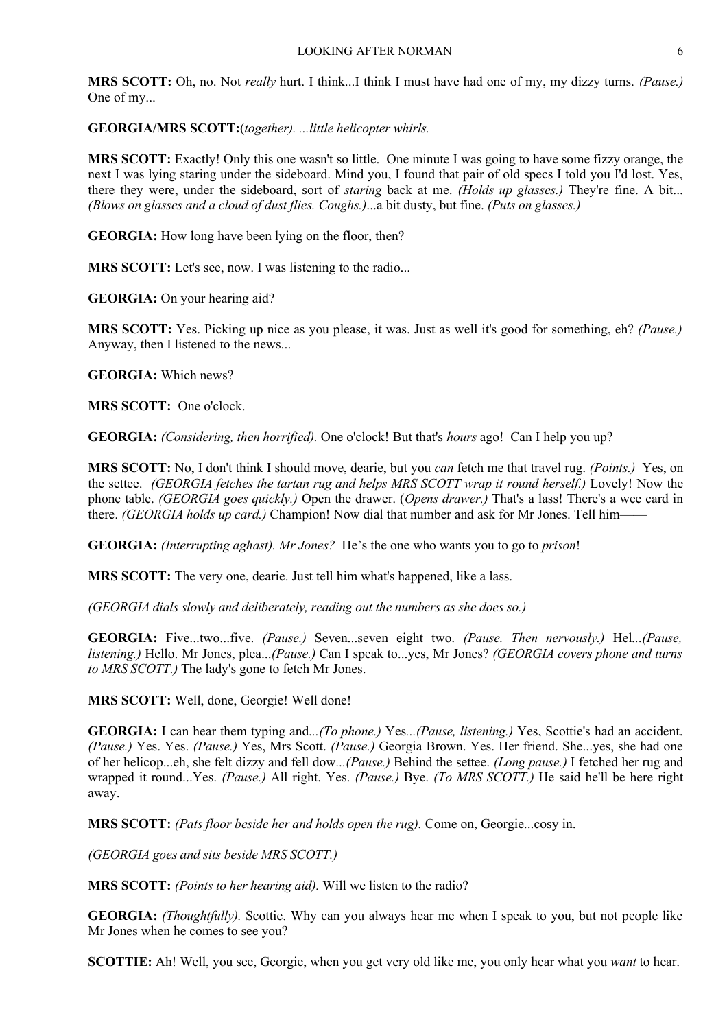**MRS SCOTT:** Oh, no. Not *really* hurt. I think...I think I must have had one of my, my dizzy turns. *(Pause.)* One of my...

**GEORGIA/MRS SCOTT:**(*together*). *...little helicopter whirls.*

**MRS SCOTT:** Exactly! Only this one wasn't so little. One minute I was going to have some fizzy orange, the next I was lying staring under the sideboard. Mind you, I found that pair of old specs I told you I'd lost. Yes, there they were, under the sideboard, sort of *staring* back at me. *(Holds up glasses.)* They're fine. A bit... *(Blows on glasses and a cloud of dust flies. Coughs.)*...a bit dusty, but fine. *(Puts on glasses.)*

**GEORGIA:** How long have been lying on the floor, then?

**MRS SCOTT:** Let's see, now. I was listening to the radio...

**GEORGIA:** On your hearing aid?

**MRS SCOTT:** Yes. Picking up nice as you please, it was. Just as well it's good for something, eh? *(Pause.)* Anyway, then I listened to the news...

**GEORGIA:** Which news?

**MRS SCOTT:** One o'clock.

**GEORGIA:** *(Considering, then horrified).* One o'clock! But that's *hours* ago! Can I help you up?

**MRS SCOTT:** No, I don't think I should move, dearie, but you *can* fetch me that travel rug. *(Points.)* Yes, on the settee. *(GEORGIA fetches the tartan rug and helps MRS SCOTT wrap it round herself.)* Lovely! Now the phone table. *(GEORGIA goes quickly.)* Open the drawer. (*Opens drawer.)* That's a lass! There's a wee card in there. *(GEORGIA holds up card.)* Champion! Now dial that number and ask for Mr Jones. Tell him——

**GEORGIA:** *(Interrupting aghast). Mr Jones?* He's the one who wants you to go to *prison*!

**MRS SCOTT:** The very one, dearie. Just tell him what's happened, like a lass.

*(GEORGIA dials slowly and deliberately, reading out the numbers as she does so.)*

**GEORGIA:** Five...two...five. *(Pause.)* Seven...seven eight two. *(Pause. Then nervously.)* Hel*...(Pause, listening.)* Hello. Mr Jones, plea...*(Pause.)* Can I speak to...yes, Mr Jones? *(GEORGIA covers phone and turns to MRS SCOTT.)* The lady's gone to fetch Mr Jones.

**MRS SCOTT:** Well, done, Georgie! Well done!

**GEORGIA:** I can hear them typing and*...(To phone.)* Yes*...(Pause, listening.)* Yes, Scottie's had an accident. *(Pause.)* Yes. Yes. *(Pause.)* Yes, Mrs Scott. *(Pause.)* Georgia Brown. Yes. Her friend. She...yes, she had one of her helicop...eh, she felt dizzy and fell dow*...(Pause.)* Behind the settee. *(Long pause.)* I fetched her rug and wrapped it round...Yes. *(Pause.)* All right. Yes. *(Pause.)* Bye. *(To MRS SCOTT.)* He said he'll be here right away.

**MRS SCOTT:** *(Pats floor beside her and holds open the rug).* Come on, Georgie...cosy in.

*(GEORGIA goes and sits beside MRS SCOTT.)*

**MRS SCOTT:** *(Points to her hearing aid).* Will we listen to the radio?

**GEORGIA:** *(Thoughtfully).* Scottie. Why can you always hear me when I speak to you, but not people like Mr Jones when he comes to see you?

**SCOTTIE:** Ah! Well, you see, Georgie, when you get very old like me, you only hear what you *want* to hear.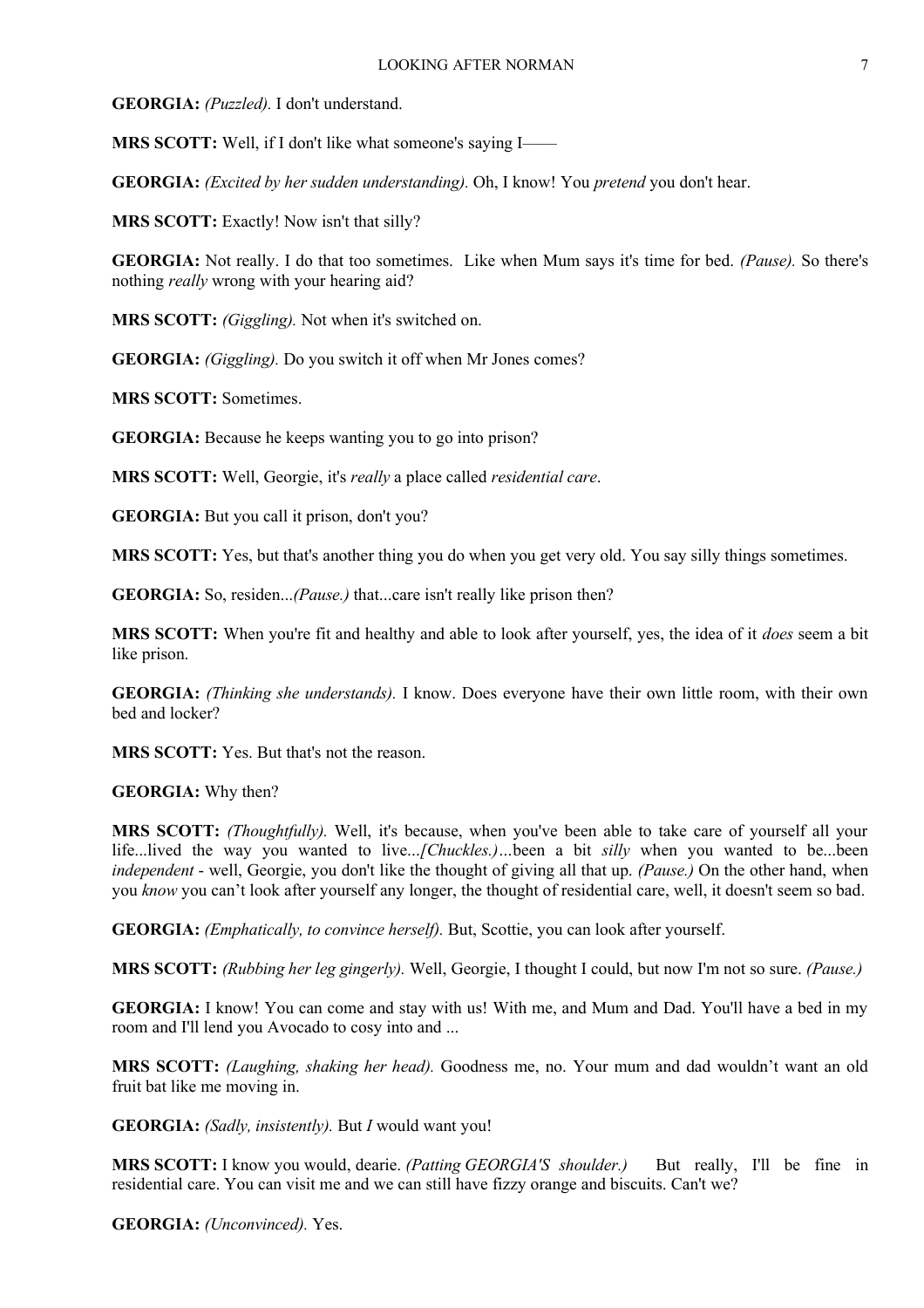**GEORGIA:** *(Puzzled).* I don't understand.

**MRS SCOTT:** Well, if I don't like what someone's saying I——

**GEORGIA:** *(Excited by her sudden understanding).* Oh, I know! You *pretend* you don't hear.

**MRS SCOTT:** Exactly! Now isn't that silly?

**GEORGIA:** Not really. I do that too sometimes. Like when Mum says it's time for bed. *(Pause).* So there's nothing *really* wrong with your hearing aid?

**MRS SCOTT:** *(Giggling).* Not when it's switched on.

**GEORGIA:** *(Giggling).* Do you switch it off when Mr Jones comes?

**MRS SCOTT:** Sometimes.

**GEORGIA:** Because he keeps wanting you to go into prison?

**MRS SCOTT:** Well, Georgie, it's *really* a place called *residential care*.

**GEORGIA:** But you call it prison, don't you?

**MRS SCOTT:** Yes, but that's another thing you do when you get very old. You say silly things sometimes.

**GEORGIA:** So, residen...*(Pause.)* that...care isn't really like prison then?

**MRS SCOTT:** When you're fit and healthy and able to look after yourself, yes, the idea of it *does* seem a bit like prison.

**GEORGIA:** *(Thinking she understands).* I know. Does everyone have their own little room, with their own bed and locker?

**MRS SCOTT:** Yes. But that's not the reason.

**GEORGIA:** Why then?

**MRS SCOTT:** *(Thoughtfully).* Well, it's because, when you've been able to take care of yourself all your life...lived the way you wanted to live...*[Chuckles.]*...been a bit *silly* when you wanted to be...been *independent* - well, Georgie, you don't like the thought of giving all that up. *(Pause.)* On the other hand, when you *know* you can't look after yourself any longer, the thought of residential care, well, it doesn't seem so bad.

**GEORGIA:** *(Emphatically, to convince herself).* But, Scottie, you can look after yourself.

**MRS SCOTT:** *(Rubbing her leg gingerly).* Well, Georgie, I thought I could, but now I'm not so sure. *(Pause.)*

**GEORGIA:** I know! You can come and stay with us! With me, and Mum and Dad. You'll have a bed in my room and I'll lend you Avocado to cosy into and ...

**MRS SCOTT:** *(Laughing, shaking her head).* Goodness me, no. Your mum and dad wouldn't want an old fruit bat like me moving in.

**GEORGIA:** *(Sadly, insistently).* But *I* would want you!

**MRS SCOTT:** I know you would, dearie. *(Patting GEORGIA'S shoulder.)* But really, I'll be fine in residential care. You can visit me and we can still have fizzy orange and biscuits. Can't we?

**GEORGIA:** *(Unconvinced).* Yes.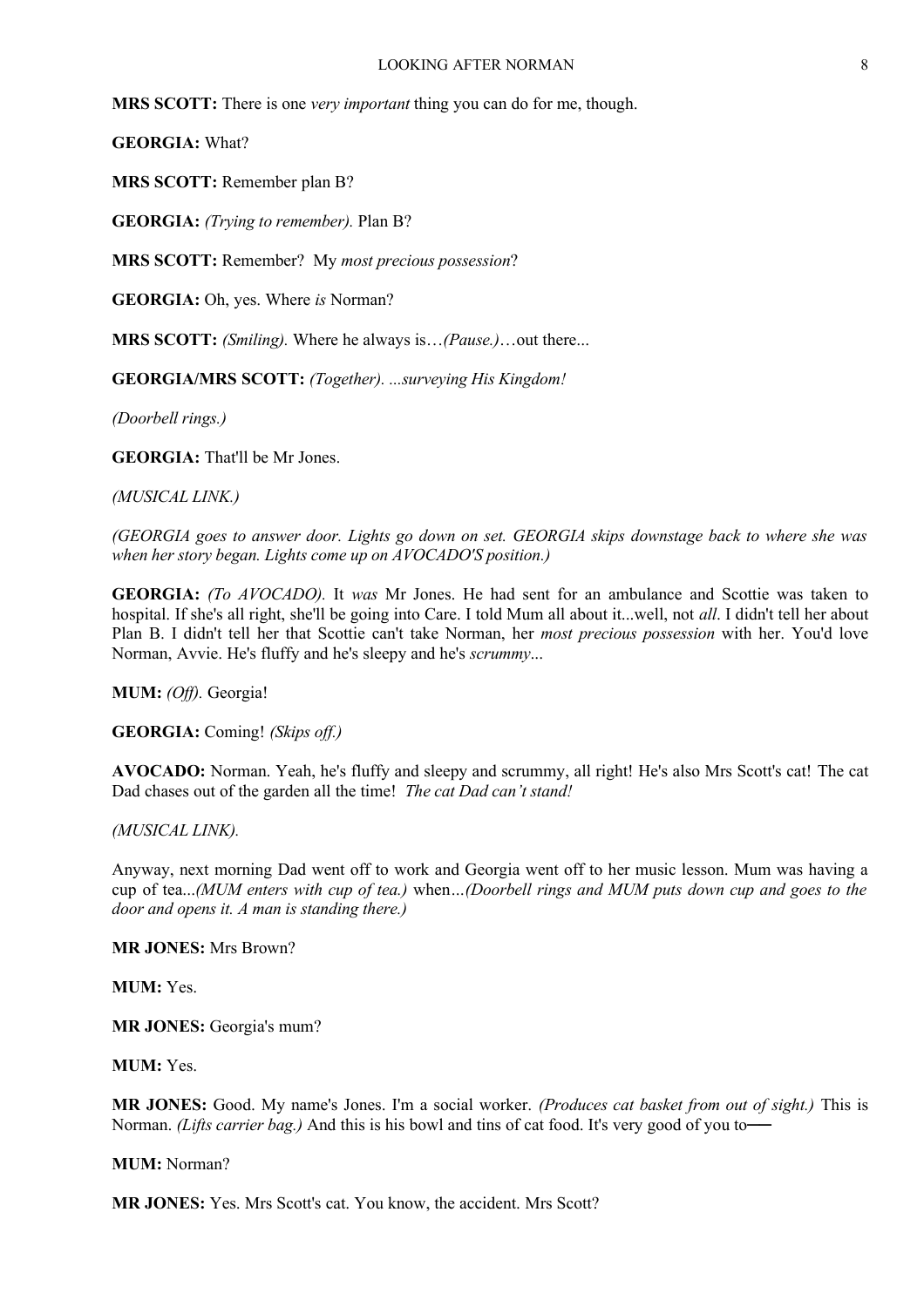**MRS SCOTT:** There is one *very important* thing you can do for me, though.

**GEORGIA:** What?

**MRS SCOTT:** Remember plan B?

**GEORGIA:** *(Trying to remember).* Plan B?

**MRS SCOTT:** Remember? My *most precious possession*?

**GEORGIA:** Oh, yes. Where *is* Norman?

**MRS SCOTT:** *(Smiling).* Where he always is…*(Pause.)*…out there...

**GEORGIA/MRS SCOTT:** *(Together). ...surveying His Kingdom!*

*(Doorbell rings.)*

**GEORGIA:** That'll be Mr Jones.

*(MUSICAL LINK.)*

*(GEORGIA goes to answer door. Lights go down on set. GEORGIA skips downstage back to where she was when her story began. Lights come up on AVOCADO'S position.)*

**GEORGIA:** *(To AVOCADO).* It *was* Mr Jones. He had sent for an ambulance and Scottie was taken to hospital. If she's all right, she'll be going into Care. I told Mum all about it...well, not *all*. I didn't tell her about Plan B. I didn't tell her that Scottie can't take Norman, her *most precious possession* with her. You'd love Norman, Avvie. He's fluffy and he's sleepy and he's *scrummy*...

**MUM:** *(Off).* Georgia!

**GEORGIA:** Coming! *(Skips off.)*

**AVOCADO:** Norman. Yeah, he's fluffy and sleepy and scrummy, all right! He's also Mrs Scott's cat! The cat Dad chases out of the garden all the time! *The cat Dad can't stand!*

*(MUSICAL LINK).*

Anyway, next morning Dad went off to work and Georgia went off to her music lesson. Mum was having a cup of tea...*(MUM enters with cup of tea.)* when…*(Doorbell rings and MUM puts down cup and goes to the door and opens it. A man is standing there.)*

**MR JONES:** Mrs Brown?

**MUM:** Yes.

**MR JONES:** Georgia's mum?

**MUM:** Yes.

**MR JONES:** Good. My name's Jones. I'm a social worker. *(Produces cat basket from out of sight.)* This is Norman. *(Lifts carrier bag.)* And this is his bowl and tins of cat food. It's very good of you to――

**MUM:** Norman?

**MR JONES:** Yes. Mrs Scott's cat. You know, the accident. Mrs Scott?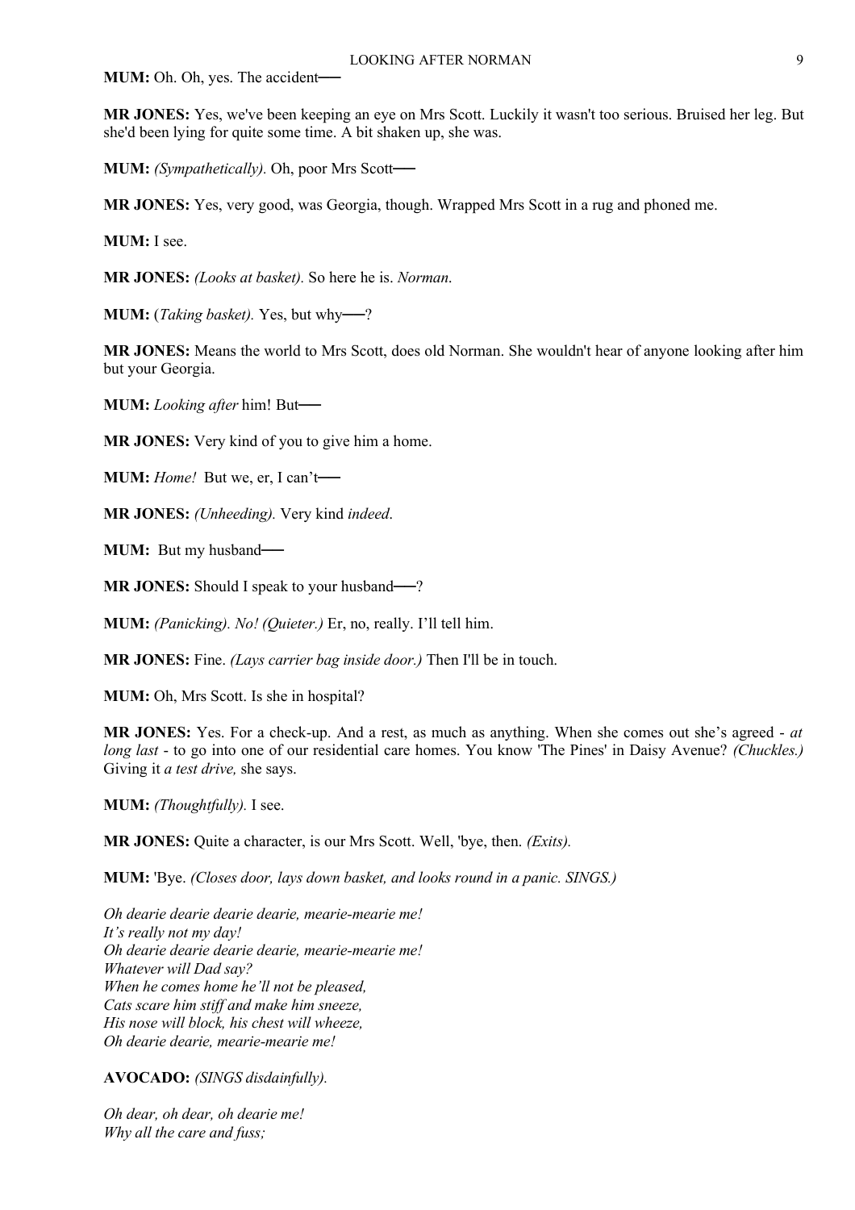**MUM:** Oh. Oh, yes. The accident──

**MR JONES:** Yes, we've been keeping an eye on Mrs Scott. Luckily it wasn't too serious. Bruised her leg. But she'd been lying for quite some time. A bit shaken up, she was.

**MUM:** *(Sympathetically).* Oh, poor Mrs Scott──

**MR JONES:** Yes, very good, was Georgia, though. Wrapped Mrs Scott in a rug and phoned me.

**MUM:** I see.

**MR JONES:** *(Looks at basket).* So here he is. *Norman*.

**MUM:** (*Taking basket).* Yes, but why──?

**MR JONES:** Means the world to Mrs Scott, does old Norman. She wouldn't hear of anyone looking after him but your Georgia.

**MUM:** *Looking after* him! But──

**MR JONES:** Very kind of you to give him a home.

**MUM:** *Home!* But we, er, I can't──

**MR JONES:** *(Unheeding).* Very kind *indeed*.

**MUM:** But my husband──

**MR JONES:** Should I speak to your husband──?

**MUM:** *(Panicking). No! (Quieter.)* Er, no, really. I'll tell him.

**MR JONES:** Fine. *(Lays carrier bag inside door.)* Then I'll be in touch.

**MUM:** Oh, Mrs Scott. Is she in hospital?

**MR JONES:** Yes. For a check-up. And a rest, as much as anything. When she comes out she's agreed - *at long last* - to go into one of our residential care homes. You know 'The Pines' in Daisy Avenue? *(Chuckles.)* Giving it *a test drive,* she says.

**MUM:** *(Thoughtfully).* I see.

**MR JONES:** Quite a character, is our Mrs Scott. Well, 'bye, then. *(Exits).*

**MUM:** 'Bye. *(Closes door, lays down basket, and looks round in a panic. SINGS.)*

*Oh dearie dearie dearie dearie, mearie-mearie me!*
*It's really not my day!*
*Oh dearie dearie dearie dearie, mearie-mearie me!*
*Whatever will Dad say?*
*When he comes home he'll not be pleased,*
*Cats scare him stiff and make him sneeze,*
*His nose will block, his chest will wheeze,*
*Oh dearie dearie, mearie-mearie me!*

**AVOCADO:** *(SINGS disdainfully).*

*Oh dear, oh dear, oh dearie me!*
*Why all the care and fuss;*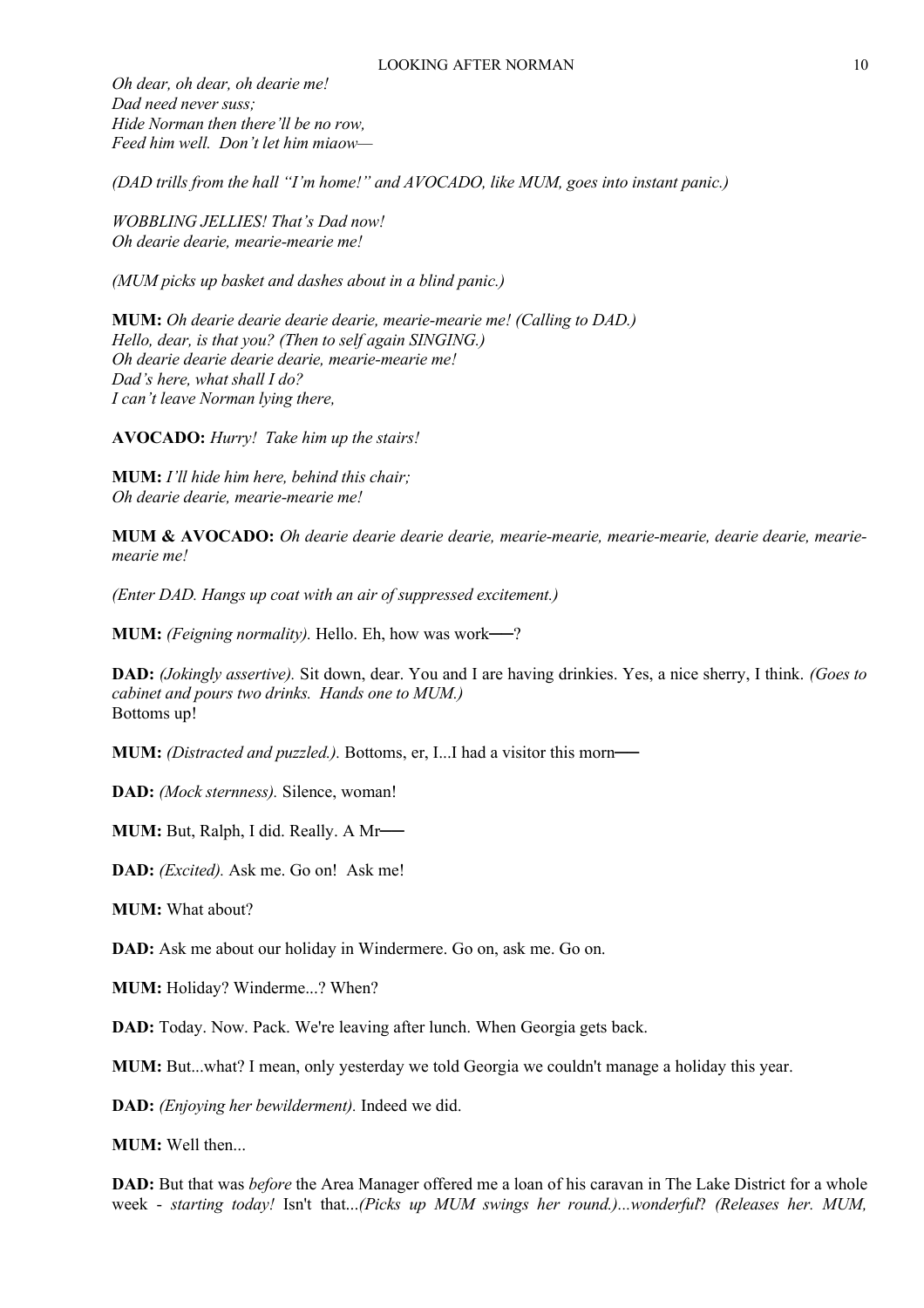*Oh dear, oh dear, oh dearie me!*
*Dad need never suss;*
*Hide Norman then there'll be no row,*
*Feed him well. Don't let him miaow—*

*(DAD trills from the hall "I'm home!" and AVOCADO, like MUM, goes into instant panic.)*

*WOBBLING JELLIES! That's Dad now!*
*Oh dearie dearie, mearie-mearie me!*

*(MUM picks up basket and dashes about in a blind panic.)*

**MUM:** *Oh dearie dearie dearie dearie, mearie-mearie me! (Calling to DAD.)*
*Hello, dear, is that you? (Then to self again SINGING.)*
*Oh dearie dearie dearie dearie, mearie-mearie me!*
*Dad's here, what shall I do?*
*I can't leave Norman lying there,*

**AVOCADO:** *Hurry! Take him up the stairs!*

**MUM:** *I'll hide him here, behind this chair;*
*Oh dearie dearie, mearie-mearie me!*

**MUM & AVOCADO:** *Oh dearie dearie dearie dearie, mearie-mearie, mearie-mearie, dearie dearie, mearie-mearie me!*

*(Enter DAD. Hangs up coat with an air of suppressed excitement.)*

**MUM:** *(Feigning normality).* Hello. Eh, how was work──?

**DAD:** *(Jokingly assertive).* Sit down, dear. You and I are having drinkies. Yes, a nice sherry, I think. *(Goes to cabinet and pours two drinks. Hands one to MUM.)*
Bottoms up!

**MUM:** *(Distracted and puzzled.).* Bottoms, er, I...I had a visitor this morn──

**DAD:** *(Mock sternness).* Silence, woman!

**MUM:** But, Ralph, I did. Really. A Mr──

**DAD:** *(Excited).* Ask me. Go on! Ask me!

**MUM:** What about?

**DAD:** Ask me about our holiday in Windermere. Go on, ask me. Go on.

**MUM:** Holiday? Winderme...? When?

**DAD:** Today. Now. Pack. We're leaving after lunch. When Georgia gets back.

**MUM:** But...what? I mean, only yesterday we told Georgia we couldn't manage a holiday this year.

**DAD:** *(Enjoying her bewilderment).* Indeed we did.

**MUM:** Well then...

**DAD:** But that was *before* the Area Manager offered me a loan of his caravan in The Lake District for a whole week - *starting today!* Isn't that...*(Picks up MUM swings her round.)*...*wonderful*? *(Releases her. MUM,*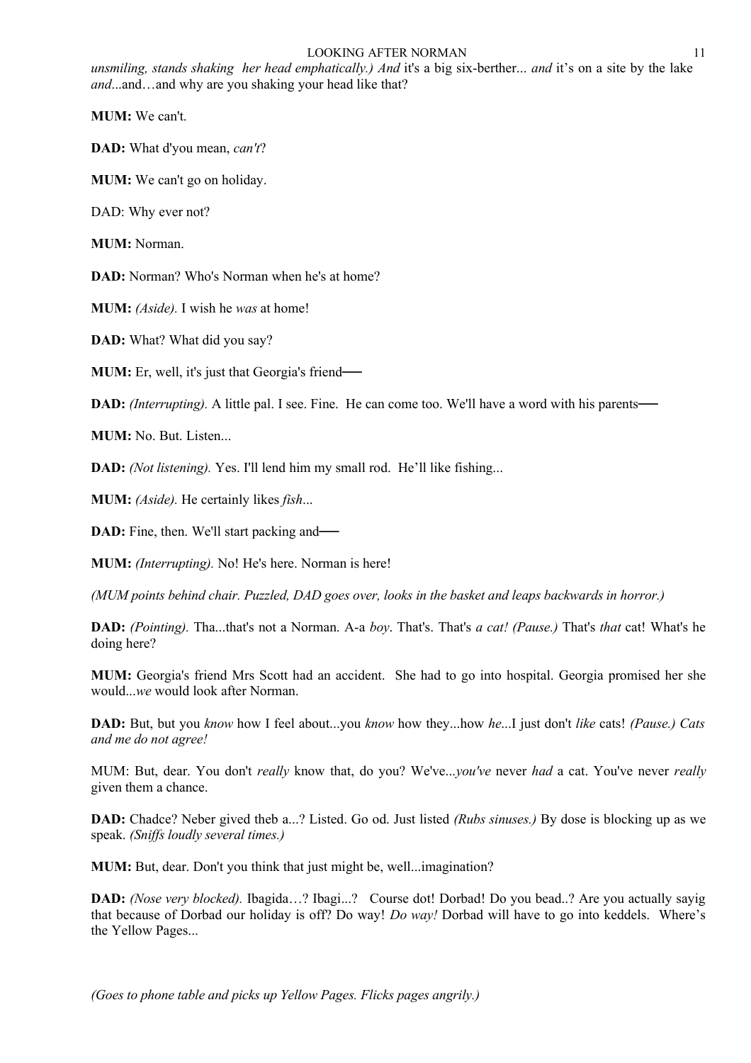*unsmiling, stands shaking her head emphatically.) And* it's a big six-berther... *and* it's on a site by the lake *and*...and…and why are you shaking your head like that?

**MUM:** We can't.

**DAD:** What d'you mean, *can't*?

**MUM:** We can't go on holiday.

DAD: Why ever not?

**MUM:** Norman.

**DAD:** Norman? Who's Norman when he's at home?

**MUM:** *(Aside).* I wish he *was* at home!

**DAD:** What? What did you say?

**MUM:** Er, well, it's just that Georgia's friend──

**DAD:** *(Interrupting).* A little pal. I see. Fine. He can come too. We'll have a word with his parents──

**MUM:** No. But. Listen...

**DAD:** *(Not listening).* Yes. I'll lend him my small rod. He'll like fishing...

**MUM:** *(Aside).* He certainly likes *fish*...

**DAD:** Fine, then. We'll start packing and──

**MUM:** *(Interrupting).* No! He's here. Norman is here!

*(MUM points behind chair. Puzzled, DAD goes over, looks in the basket and leaps backwards in horror.)*

**DAD:** *(Pointing).* Tha...that's not a Norman. A-a *boy*. That's. That's *a cat! (Pause.)* That's *that* cat! What's he doing here?

**MUM:** Georgia's friend Mrs Scott had an accident. She had to go into hospital. Georgia promised her she would...*we* would look after Norman.

**DAD:** But, but you *know* how I feel about...you *know* how they...how *he*...I just don't *like* cats! *(Pause.) Cats and me do not agree!*

MUM: But, dear. You don't *really* know that, do you? We've...*you've* never *had* a cat. You've never *really* given them a chance.

**DAD:** Chadce? Neber gived theb a...? Listed. Go od. Just listed *(Rubs sinuses.)* By dose is blocking up as we speak. *(Sniffs loudly several times.)*

**MUM:** But, dear. Don't you think that just might be, well...imagination?

**DAD:** *(Nose very blocked).* Ibagida…? Ibagi...? Course dot! Dorbad! Do you bead..? Are you actually sayig that because of Dorbad our holiday is off? Do way! *Do way!* Dorbad will have to go into keddels. Where's the Yellow Pages...

*(Goes to phone table and picks up Yellow Pages. Flicks pages angrily.)*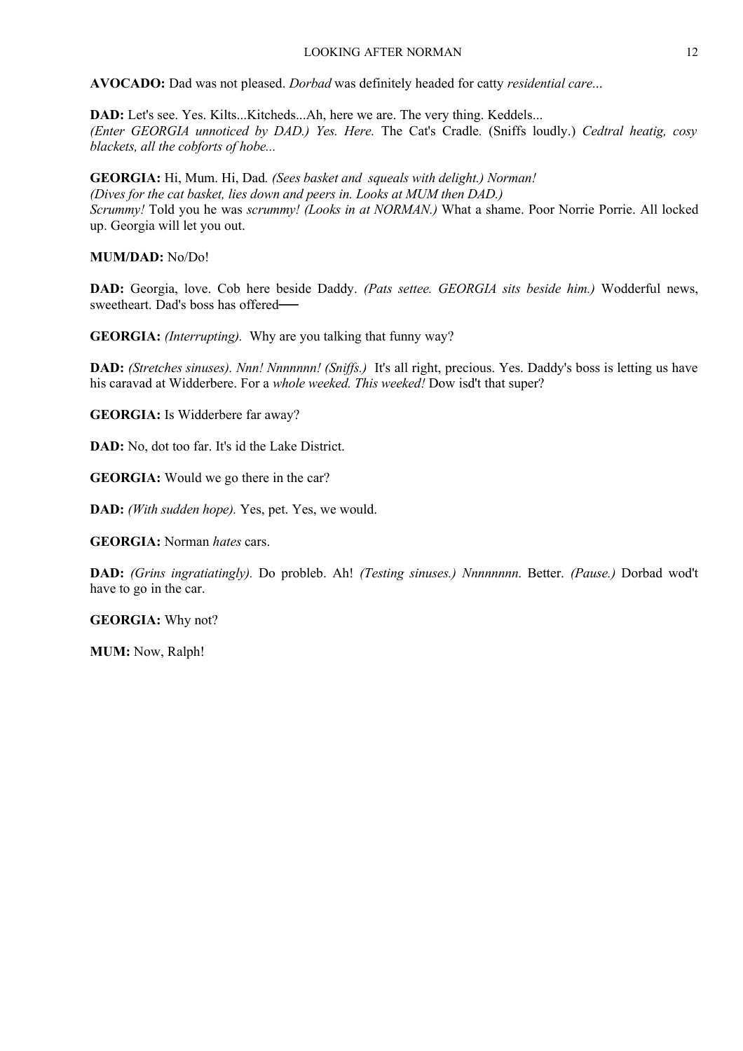**AVOCADO:** Dad was not pleased. *Dorbad* was definitely headed for catty *residential care*...

**DAD:** Let's see. Yes. Kilts...Kitcheds...Ah, here we are. The very thing. Keddels...
*(Enter GEORGIA unnoticed by DAD.) Yes. Here.* The Cat's Cradle. (Sniffs loudly.) *Cedtral heatig, cosy blackets, all the cobforts of hobe...*

**GEORGIA:** Hi, Mum. Hi, Dad. *(Sees basket and squeals with delight.) Norman!*
*(Dives for the cat basket, lies down and peers in. Looks at MUM then DAD.)*
*Scrummy!* Told you he was *scrummy! (Looks in at NORMAN.)* What a shame. Poor Norrie Porrie. All locked up. Georgia will let you out.

**MUM/DAD:** No/Do!

**DAD:** Georgia, love. Cob here beside Daddy. *(Pats settee. GEORGIA sits beside him.)* Wodderful news, sweetheart. Dad's boss has offered——

**GEORGIA:** *(Interrupting).* Why are you talking that funny way?

**DAD:** *(Stretches sinuses). Nnn! Nnnnnnn! (Sniffs.)* It's all right, precious. Yes. Daddy's boss is letting us have his caravad at Widderbere. For a *whole weeked. This weeked!* Dow isd't that super?

**GEORGIA:** Is Widderbere far away?

**DAD:** No, dot too far. It's id the Lake District.

**GEORGIA:** Would we go there in the car?

**DAD:** *(With sudden hope).* Yes, pet. Yes, we would.

**GEORGIA:** Norman *hates* cars.

**DAD:** *(Grins ingratiatingly).* Do probleb. Ah! *(Testing sinuses.) Nnnnnnnn*. Better. *(Pause.)* Dorbad wod't have to go in the car.

**GEORGIA:** Why not?

**MUM:** Now, Ralph!